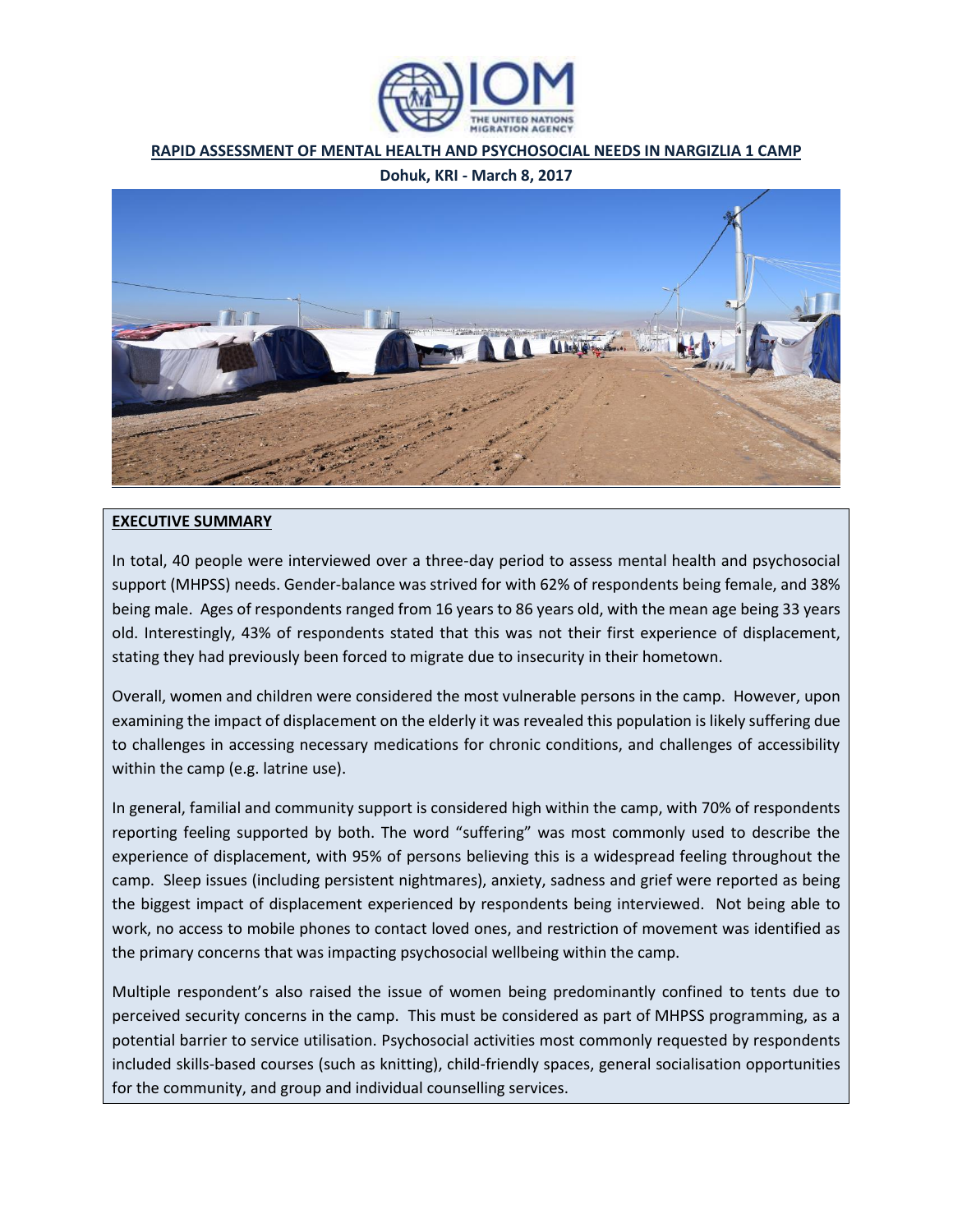# RAPID ASSESSMENT OF MENTAL HEALTH AND PSYCHOSOCIAL NEEDS IN NARGIZLIA 1 CAMP

**Dohuk, KRI - March 8, 2017**

## EXECUTIVE SUMMARY

In total, 40 people were interviewed over a three-day period to assess mental health and psychosocial support (MHPSS) needs. Gender-balance was strived for with 62% of respondents being female, and 38% being male. Ages of respondents ranged from 16 years to 86 years old, with the mean age being 33 years old. Interestingly, 43% of respondents stated that this was not their first experience of displacement, stating they had previously been forced to migrate due to insecurity in their hometown.

Overall, women and children were considered the most vulnerable persons in the camp. However, upon examining the impact of displacement on the elderly it was revealed this population is likely suffering due to challenges in accessing necessary medications for chronic conditions, and challenges of accessibility within the camp (e.g. latrine use).

In general, familial and community support is considered high within the camp, with 70% of respondents reporting feeling supported by both. The word "suffering" was most commonly used to describe the experience of displacement, with 95% of persons believing this is a widespread feeling throughout the camp. Sleep issues (including persistent nightmares), anxiety, sadness and grief were reported as being the biggest impact of displacement experienced by respondents being interviewed. Not being able to work, no access to mobile phones to contact loved ones, and restriction of movement was identified as the primary concerns that was impacting psychosocial wellbeing within the camp.

Multiple respondent's also raised the issue of women being predominantly confined to tents due to perceived security concerns in the camp. This must be considered as part of MHPSS programming, as a potential barrier to service utilisation. Psychosocial activities most commonly requested by respondents included skills-based courses (such as knitting), child-friendly spaces, general socialisation opportunities for the community, and group and individual counselling services.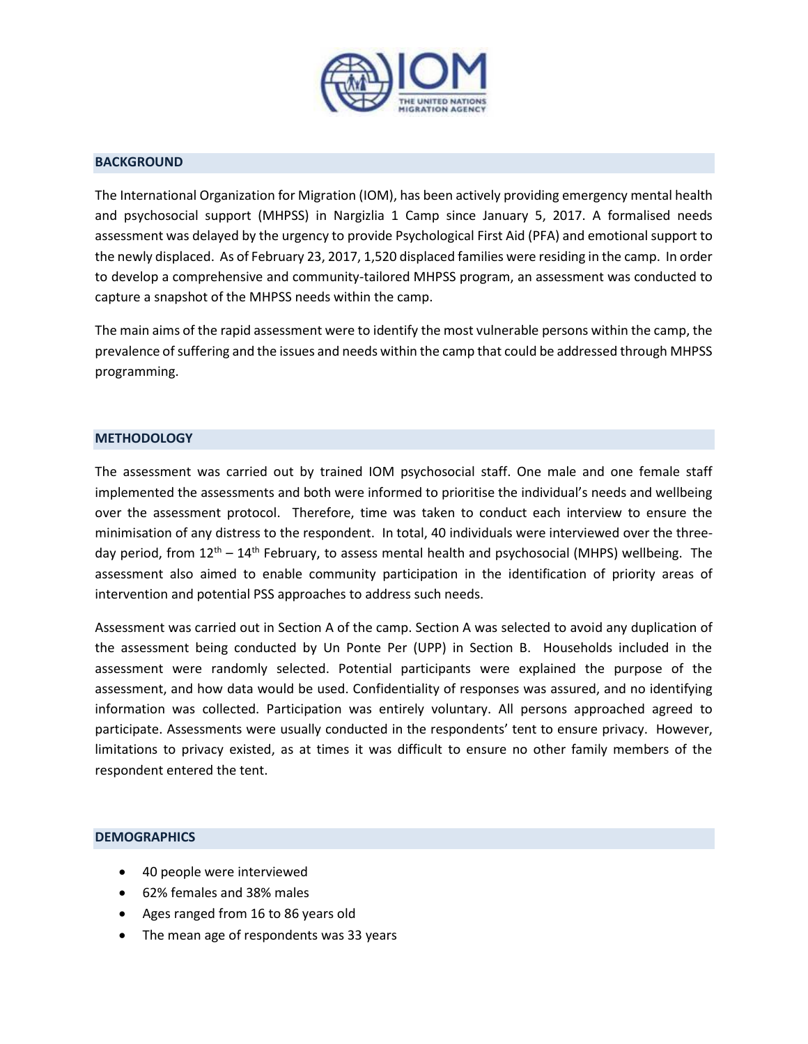## BACKGROUND

The International Organization for Migration (IOM), has been actively providing emergency mental health and psychosocial support (MHPSS) in Nargizlia 1 Camp since January 5, 2017. A formalised needs assessment was delayed by the urgency to provide Psychological First Aid (PFA) and emotional support to the newly displaced. As of February 23, 2017, 1,520 displaced families were residing in the camp. In order to develop a comprehensive and community-tailored MHPSS program, an assessment was conducted to capture a snapshot of the MHPSS needs within the camp.

The main aims of the rapid assessment were to identify the most vulnerable persons within the camp, the prevalence of suffering and the issues and needs within the camp that could be addressed through MHPSS programming.

## METHODOLOGY

The assessment was carried out by trained IOM psychosocial staff. One male and one female staff implemented the assessments and both were informed to prioritise the individual's needs and wellbeing over the assessment protocol. Therefore, time was taken to conduct each interview to ensure the minimisation of any distress to the respondent. In total, 40 individuals were interviewed over the three-day period, from 12th – 14th February, to assess mental health and psychosocial (MHPS) wellbeing. The assessment also aimed to enable community participation in the identification of priority areas of intervention and potential PSS approaches to address such needs.

Assessment was carried out in Section A of the camp. Section A was selected to avoid any duplication of the assessment being conducted by Un Ponte Per (UPP) in Section B. Households included in the assessment were randomly selected. Potential participants were explained the purpose of the assessment, and how data would be used. Confidentiality of responses was assured, and no identifying information was collected. Participation was entirely voluntary. All persons approached agreed to participate. Assessments were usually conducted in the respondents' tent to ensure privacy. However, limitations to privacy existed, as at times it was difficult to ensure no other family members of the respondent entered the tent.

## DEMOGRAPHICS

- 40 people were interviewed
- 62% females and 38% males
- Ages ranged from 16 to 86 years old
- The mean age of respondents was 33 years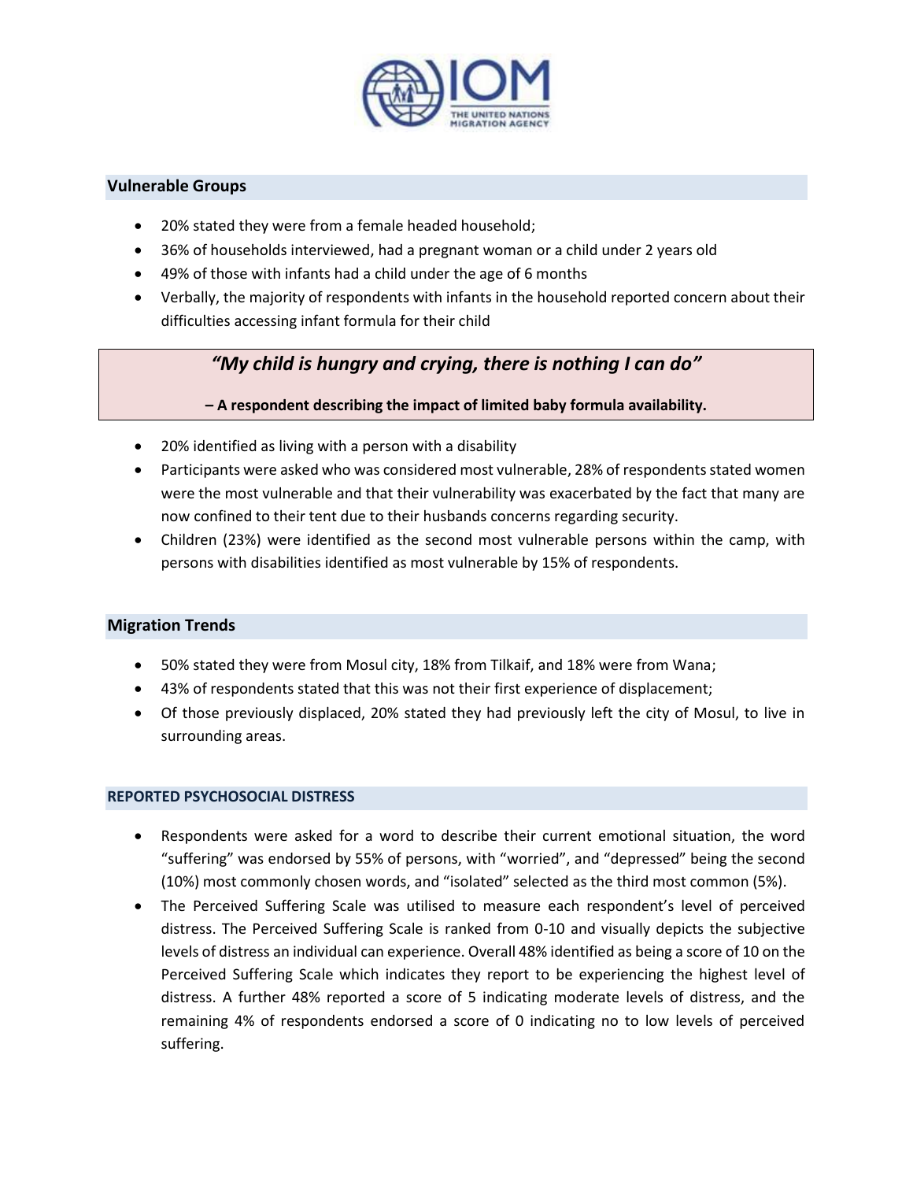## Vulnerable Groups

- 20% stated they were from a female headed household;
- 36% of households interviewed, had a pregnant woman or a child under 2 years old
- 49% of those with infants had a child under the age of 6 months
- Verbally, the majority of respondents with infants in the household reported concern about their difficulties accessing infant formula for their child

> ***"My child is hungry and crying, there is nothing I can do"***
>
> **– A respondent describing the impact of limited baby formula availability.**

- 20% identified as living with a person with a disability
- Participants were asked who was considered most vulnerable, 28% of respondents stated women were the most vulnerable and that their vulnerability was exacerbated by the fact that many are now confined to their tent due to their husbands concerns regarding security.
- Children (23%) were identified as the second most vulnerable persons within the camp, with persons with disabilities identified as most vulnerable by 15% of respondents.

## Migration Trends

- 50% stated they were from Mosul city, 18% from Tilkaif, and 18% were from Wana;
- 43% of respondents stated that this was not their first experience of displacement;
- Of those previously displaced, 20% stated they had previously left the city of Mosul, to live in surrounding areas.

## REPORTED PSYCHOSOCIAL DISTRESS

- Respondents were asked for a word to describe their current emotional situation, the word "suffering" was endorsed by 55% of persons, with "worried", and "depressed" being the second (10%) most commonly chosen words, and "isolated" selected as the third most common (5%).
- The Perceived Suffering Scale was utilised to measure each respondent's level of perceived distress. The Perceived Suffering Scale is ranked from 0-10 and visually depicts the subjective levels of distress an individual can experience. Overall 48% identified as being a score of 10 on the Perceived Suffering Scale which indicates they report to be experiencing the highest level of distress. A further 48% reported a score of 5 indicating moderate levels of distress, and the remaining 4% of respondents endorsed a score of 0 indicating no to low levels of perceived suffering.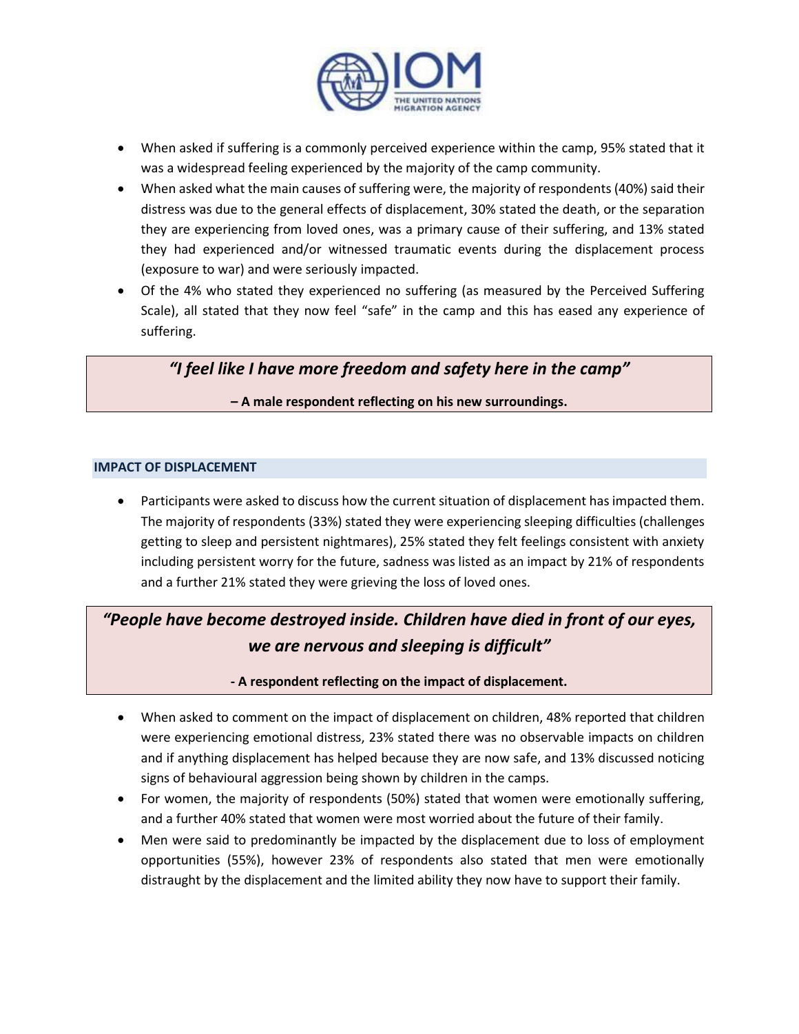- When asked if suffering is a commonly perceived experience within the camp, 95% stated that it was a widespread feeling experienced by the majority of the camp community.
- When asked what the main causes of suffering were, the majority of respondents (40%) said their distress was due to the general effects of displacement, 30% stated the death, or the separation they are experiencing from loved ones, was a primary cause of their suffering, and 13% stated they had experienced and/or witnessed traumatic events during the displacement process (exposure to war) and were seriously impacted.
- Of the 4% who stated they experienced no suffering (as measured by the Perceived Suffering Scale), all stated that they now feel "safe" in the camp and this has eased any experience of suffering.

> ***"I feel like I have more freedom and safety here in the camp"***
>
> **– A male respondent reflecting on his new surroundings.**

## IMPACT OF DISPLACEMENT

- Participants were asked to discuss how the current situation of displacement has impacted them. The majority of respondents (33%) stated they were experiencing sleeping difficulties (challenges getting to sleep and persistent nightmares), 25% stated they felt feelings consistent with anxiety including persistent worry for the future, sadness was listed as an impact by 21% of respondents and a further 21% stated they were grieving the loss of loved ones.

> ***"People have become destroyed inside. Children have died in front of our eyes, we are nervous and sleeping is difficult"***
>
> **- A respondent reflecting on the impact of displacement.**

- When asked to comment on the impact of displacement on children, 48% reported that children were experiencing emotional distress, 23% stated there was no observable impacts on children and if anything displacement has helped because they are now safe, and 13% discussed noticing signs of behavioural aggression being shown by children in the camps.
- For women, the majority of respondents (50%) stated that women were emotionally suffering, and a further 40% stated that women were most worried about the future of their family.
- Men were said to predominantly be impacted by the displacement due to loss of employment opportunities (55%), however 23% of respondents also stated that men were emotionally distraught by the displacement and the limited ability they now have to support their family.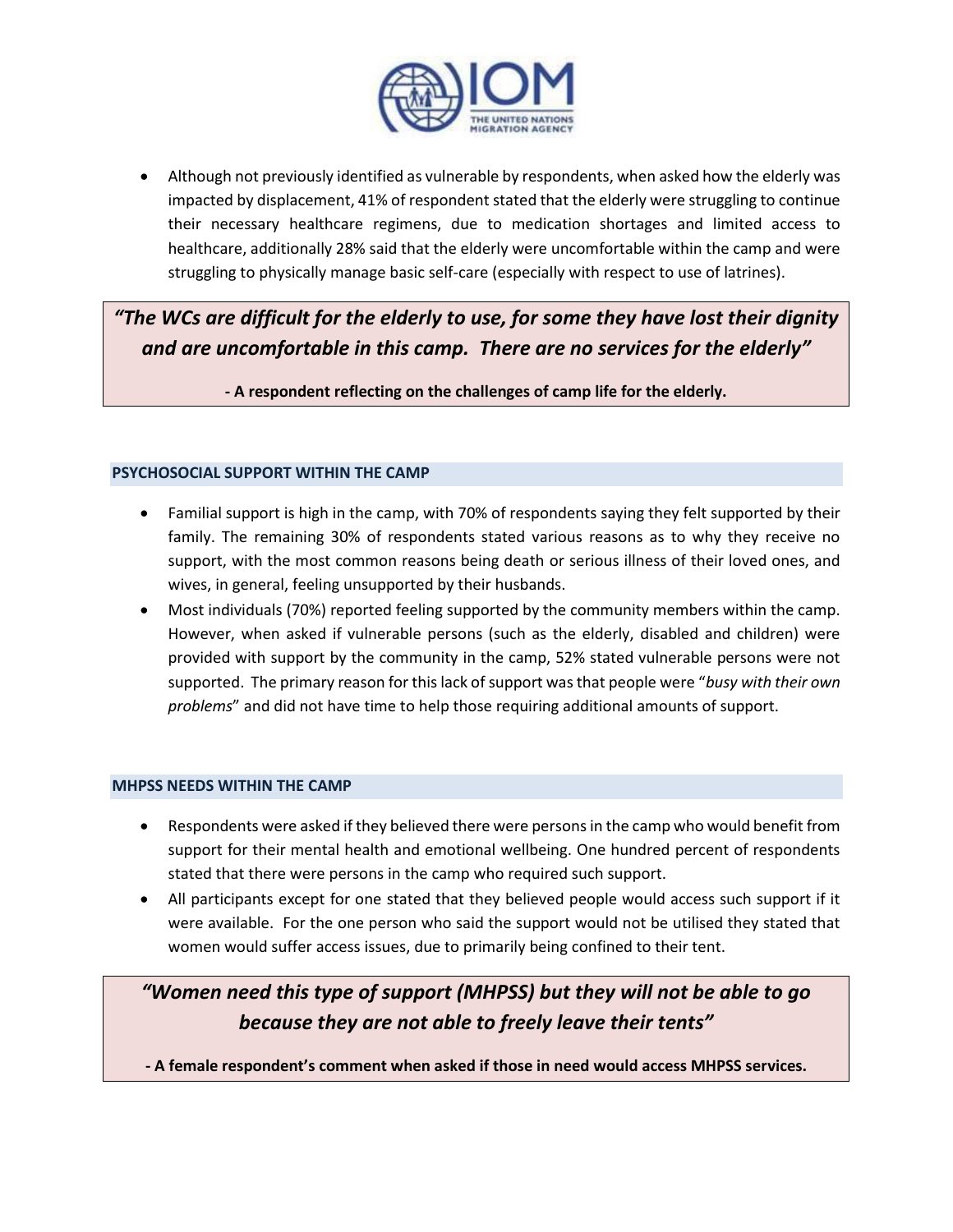- Although not previously identified as vulnerable by respondents, when asked how the elderly was impacted by displacement, 41% of respondent stated that the elderly were struggling to continue their necessary healthcare regimens, due to medication shortages and limited access to healthcare, additionally 28% said that the elderly were uncomfortable within the camp and were struggling to physically manage basic self-care (especially with respect to use of latrines).

> ***"The WCs are difficult for the elderly to use, for some they have lost their dignity and are uncomfortable in this camp. There are no services for the elderly"***
>
> **- A respondent reflecting on the challenges of camp life for the elderly.**

### PSYCHOSOCIAL SUPPORT WITHIN THE CAMP

- Familial support is high in the camp, with 70% of respondents saying they felt supported by their family. The remaining 30% of respondents stated various reasons as to why they receive no support, with the most common reasons being death or serious illness of their loved ones, and wives, in general, feeling unsupported by their husbands.
- Most individuals (70%) reported feeling supported by the community members within the camp. However, when asked if vulnerable persons (such as the elderly, disabled and children) were provided with support by the community in the camp, 52% stated vulnerable persons were not supported. The primary reason for this lack of support was that people were "*busy with their own problems*" and did not have time to help those requiring additional amounts of support.

### MHPSS NEEDS WITHIN THE CAMP

- Respondents were asked if they believed there were persons in the camp who would benefit from support for their mental health and emotional wellbeing. One hundred percent of respondents stated that there were persons in the camp who required such support.
- All participants except for one stated that they believed people would access such support if it were available. For the one person who said the support would not be utilised they stated that women would suffer access issues, due to primarily being confined to their tent.

> ***"Women need this type of support (MHPSS) but they will not be able to go because they are not able to freely leave their tents"***
>
> **- A female respondent's comment when asked if those in need would access MHPSS services.**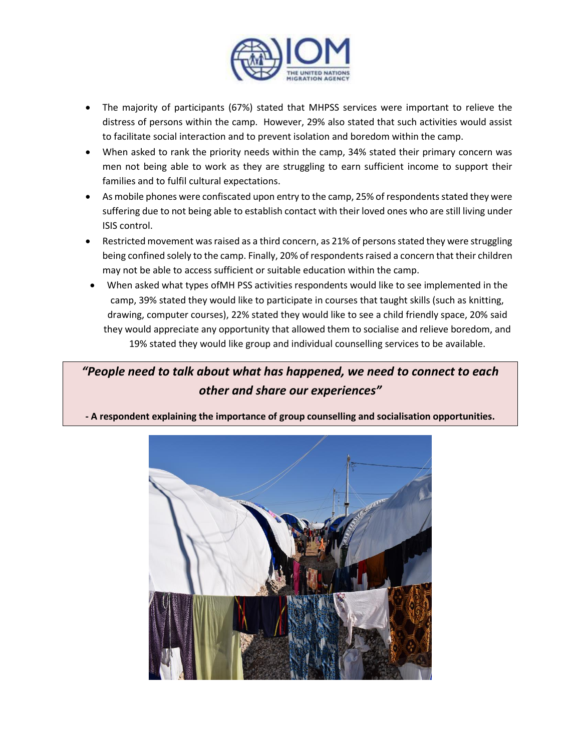- The majority of participants (67%) stated that MHPSS services were important to relieve the distress of persons within the camp. However, 29% also stated that such activities would assist to facilitate social interaction and to prevent isolation and boredom within the camp.
- When asked to rank the priority needs within the camp, 34% stated their primary concern was men not being able to work as they are struggling to earn sufficient income to support their families and to fulfil cultural expectations.
- As mobile phones were confiscated upon entry to the camp, 25% of respondents stated they were suffering due to not being able to establish contact with their loved ones who are still living under ISIS control.
- Restricted movement was raised as a third concern, as 21% of persons stated they were struggling being confined solely to the camp. Finally, 20% of respondents raised a concern that their children may not be able to access sufficient or suitable education within the camp.
- When asked what types ofMH PSS activities respondents would like to see implemented in the camp, 39% stated they would like to participate in courses that taught skills (such as knitting, drawing, computer courses), 22% stated they would like to see a child friendly space, 20% said they would appreciate any opportunity that allowed them to socialise and relieve boredom, and 19% stated they would like group and individual counselling services to be available.

> ***"People need to talk about what has happened, we need to connect to each other and share our experiences"***
>
> **- A respondent explaining the importance of group counselling and socialisation opportunities.**